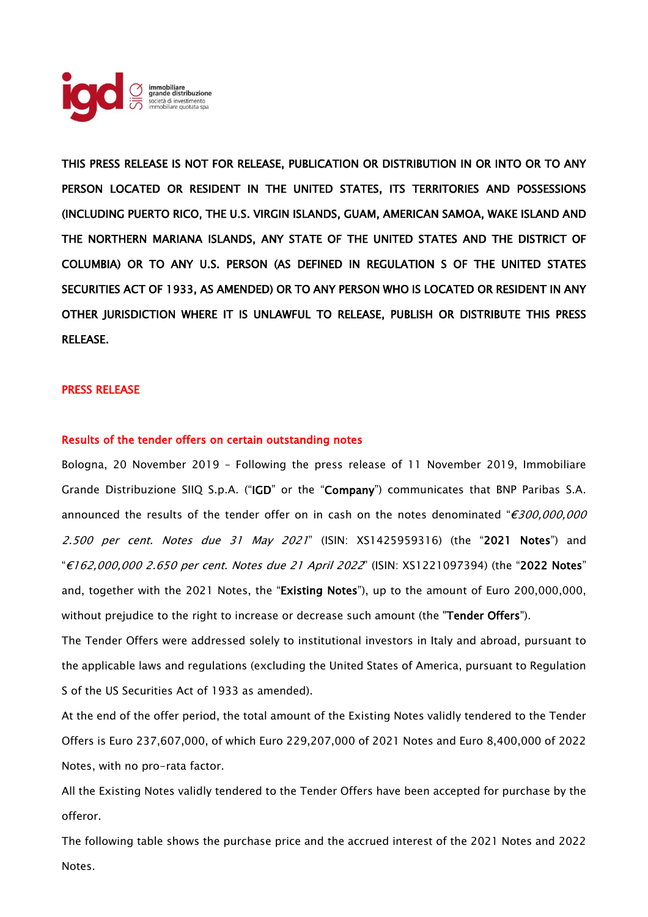THIS PRESS RELEASE IS NOT FOR RELEASE, PUBLICATION OR DISTRIBUTION IN OR INTO OR TO ANY PERSON LOCATED OR RESIDENT IN THE UNITED STATES, ITS TERRITORIES AND POSSESSIONS (INCLUDING PUERTO RICO, THE U.S. VIRGIN ISLANDS, GUAM, AMERICAN SAMOA, WAKE ISLAND AND THE NORTHERN MARIANA ISLANDS, ANY STATE OF THE UNITED STATES AND THE DISTRICT OF COLUMBIA) OR TO ANY U.S. PERSON (AS DEFINED IN REGULATION S OF THE UNITED STATES SECURITIES ACT OF 1933, AS AMENDED) OR TO ANY PERSON WHO IS LOCATED OR RESIDENT IN ANY OTHER JURISDICTION WHERE IT IS UNLAWFUL TO RELEASE, PUBLISH OR DISTRIBUTE THIS PRESS RELEASE.

## PRESS RELEASE

### Results of the tender offers on certain outstanding notes

Bologna, 20 November 2019 – Following the press release of 11 November 2019, Immobiliare Grande Distribuzione SIIQ S.p.A. ("**IGD**" or the "**Company**") communicates that BNP Paribas S.A. announced the results of the tender offer on in cash on the notes denominated "*€300,000,000 2.500 per cent. Notes due 31 May 2021*" (ISIN: XS1425959316) (the "**2021 Notes**") and "*€162,000,000 2.650 per cent. Notes due 21 April 2022*" (ISIN: XS1221097394) (the "**2022 Notes**" and, together with the 2021 Notes, the "**Existing Notes**"), up to the amount of Euro 200,000,000, without prejudice to the right to increase or decrease such amount (the "**Tender Offers**").

The Tender Offers were addressed solely to institutional investors in Italy and abroad, pursuant to the applicable laws and regulations (excluding the United States of America, pursuant to Regulation S of the US Securities Act of 1933 as amended).

At the end of the offer period, the total amount of the Existing Notes validly tendered to the Tender Offers is Euro 237,607,000, of which Euro 229,207,000 of 2021 Notes and Euro 8,400,000 of 2022 Notes, with no pro-rata factor.

All the Existing Notes validly tendered to the Tender Offers have been accepted for purchase by the offeror.

The following table shows the purchase price and the accrued interest of the 2021 Notes and 2022 Notes.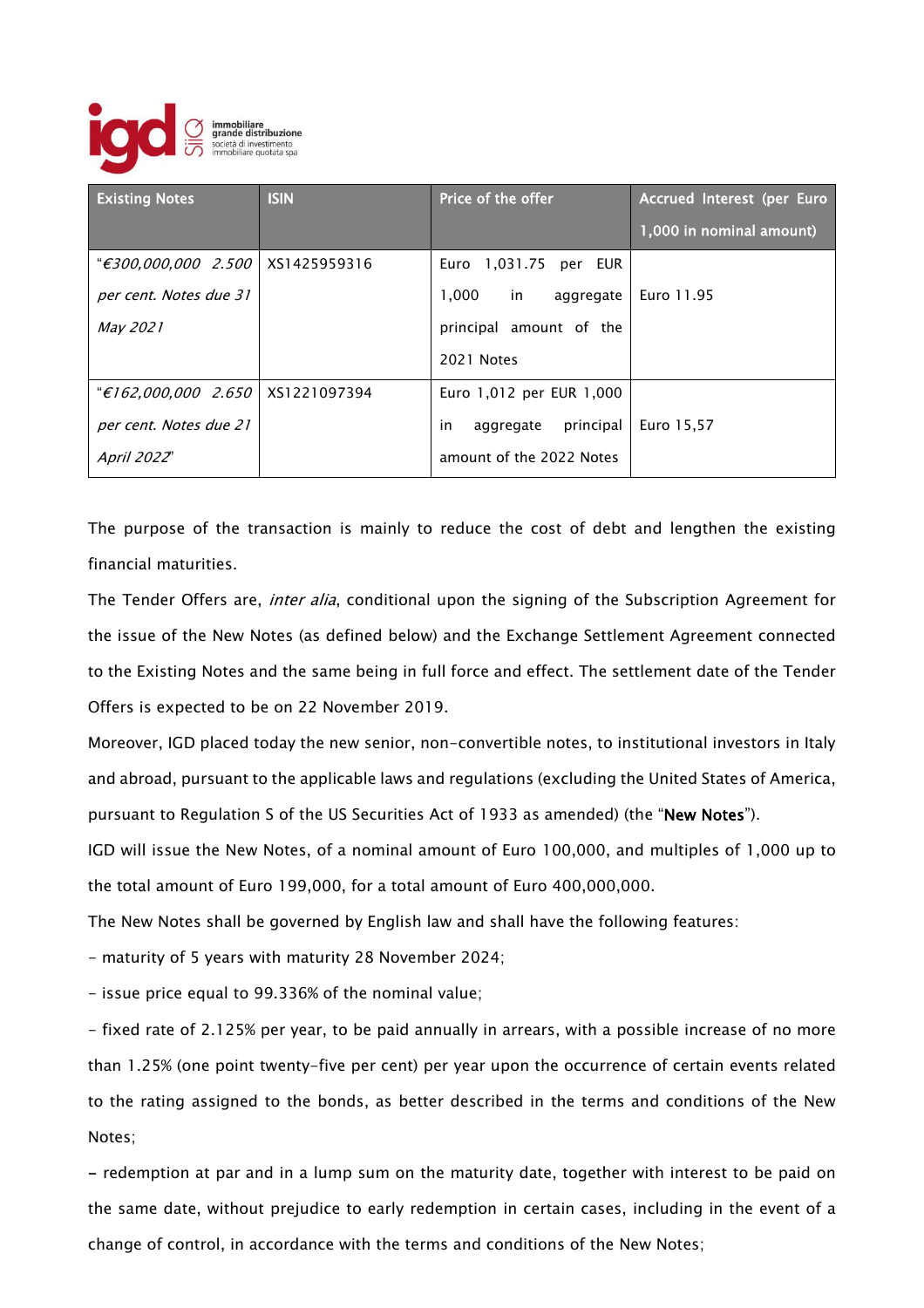| Existing Notes | ISIN | Price of the offer | Accrued Interest (per Euro 1,000 in nominal amount) |
| --- | --- | --- | --- |
| "*€300,000,000 2.500 per cent. Notes due 31 May 2021* | XS1425959316 | Euro 1,031.75 per EUR 1,000 in aggregate principal amount of the 2021 Notes | Euro 11.95 |
| "*€162,000,000 2.650 per cent. Notes due 21 April 2022*" | XS1221097394 | Euro 1,012 per EUR 1,000 in aggregate principal amount of the 2022 Notes | Euro 15,57 |

The purpose of the transaction is mainly to reduce the cost of debt and lengthen the existing financial maturities.

The Tender Offers are, *inter alia*, conditional upon the signing of the Subscription Agreement for the issue of the New Notes (as defined below) and the Exchange Settlement Agreement connected to the Existing Notes and the same being in full force and effect. The settlement date of the Tender Offers is expected to be on 22 November 2019.

Moreover, IGD placed today the new senior, non-convertible notes, to institutional investors in Italy and abroad, pursuant to the applicable laws and regulations (excluding the United States of America, pursuant to Regulation S of the US Securities Act of 1933 as amended) (the "**New Notes**").

IGD will issue the New Notes, of a nominal amount of Euro 100,000, and multiples of 1,000 up to the total amount of Euro 199,000, for a total amount of Euro 400,000,000.

The New Notes shall be governed by English law and shall have the following features:

- maturity of 5 years with maturity 28 November 2024;
- issue price equal to 99.336% of the nominal value;
- fixed rate of 2.125% per year, to be paid annually in arrears, with a possible increase of no more than 1.25% (one point twenty-five per cent) per year upon the occurrence of certain events related to the rating assigned to the bonds, as better described in the terms and conditions of the New Notes;
- redemption at par and in a lump sum on the maturity date, together with interest to be paid on the same date, without prejudice to early redemption in certain cases, including in the event of a change of control, in accordance with the terms and conditions of the New Notes;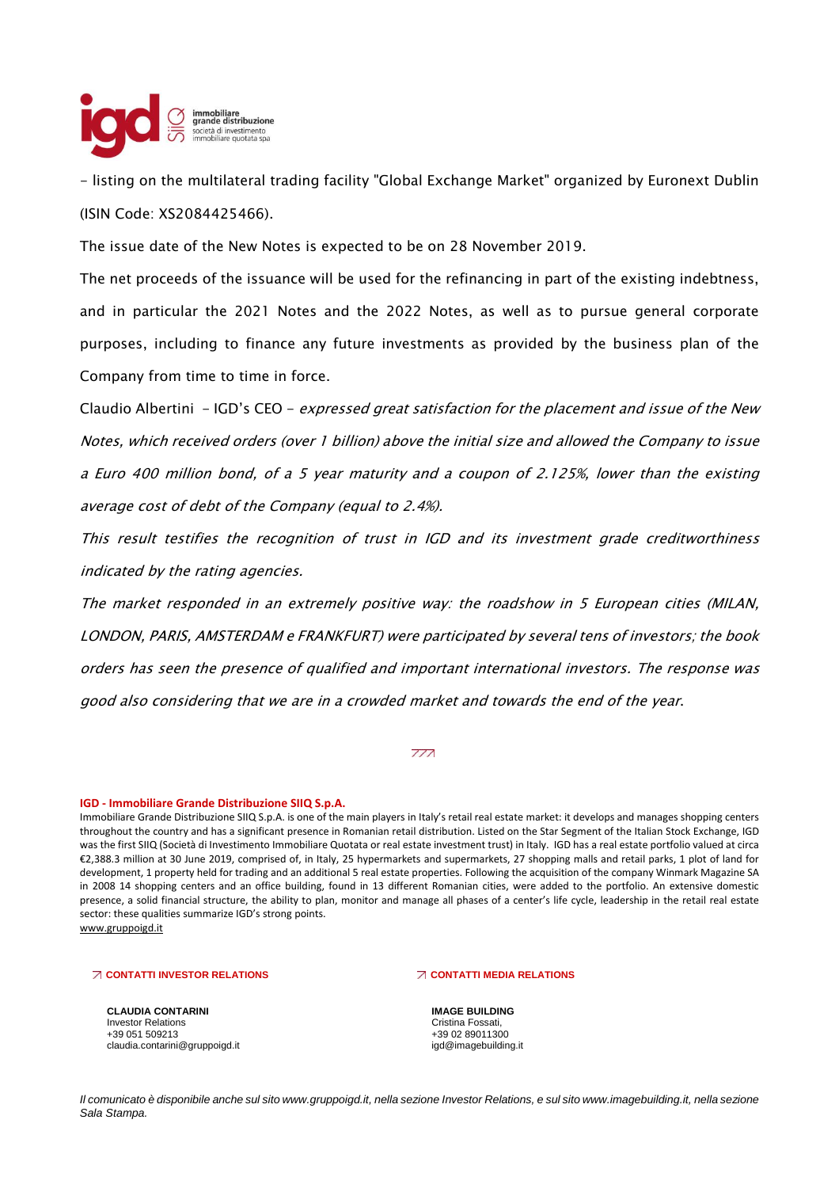- listing on the multilateral trading facility "Global Exchange Market" organized by Euronext Dublin (ISIN Code: XS2084425466).

The issue date of the New Notes is expected to be on 28 November 2019.

The net proceeds of the issuance will be used for the refinancing in part of the existing indebtness, and in particular the 2021 Notes and the 2022 Notes, as well as to pursue general corporate purposes, including to finance any future investments as provided by the business plan of the Company from time to time in force.

Claudio Albertini - IGD's CEO - *expressed great satisfaction for the placement and issue of the New Notes, which received orders (over 1 billion) above the initial size and allowed the Company to issue a Euro 400 million bond, of a 5 year maturity and a coupon of 2.125%, lower than the existing average cost of debt of the Company (equal to 2.4%).*

*This result testifies the recognition of trust in IGD and its investment grade creditworthiness indicated by the rating agencies.*

*The market responded in an extremely positive way: the roadshow in 5 European cities (MILAN, LONDON, PARIS, AMSTERDAM e FRANKFURT) were participated by several tens of investors; the book orders has seen the presence of qualified and important international investors. The response was good also considering that we are in a crowded market and towards the end of the year.*

**IGD - Immobiliare Grande Distribuzione SIIQ S.p.A.**

Immobiliare Grande Distribuzione SIIQ S.p.A. is one of the main players in Italy's retail real estate market: it develops and manages shopping centers throughout the country and has a significant presence in Romanian retail distribution. Listed on the Star Segment of the Italian Stock Exchange, IGD was the first SIIQ (Società di Investimento Immobiliare Quotata or real estate investment trust) in Italy. IGD has a real estate portfolio valued at circa €2,388.3 million at 30 June 2019, comprised of, in Italy, 25 hypermarkets and supermarkets, 27 shopping malls and retail parks, 1 plot of land for development, 1 property held for trading and an additional 5 real estate properties. Following the acquisition of the company Winmark Magazine SA in 2008 14 shopping centers and an office building, found in 13 different Romanian cities, were added to the portfolio. An extensive domestic presence, a solid financial structure, the ability to plan, monitor and manage all phases of a center's life cycle, leadership in the retail real estate sector: these qualities summarize IGD's strong points.

www.gruppoigd.it

**CONTATTI INVESTOR RELATIONS**

**CLAUDIA CONTARINI**
Investor Relations
+39 051 509213
claudia.contarini@gruppoigd.it

**CONTATTI MEDIA RELATIONS**

**IMAGE BUILDING**
Cristina Fossati,
+39 02 89011300
igd@imagebuilding.it

*Il comunicato è disponibile anche sul sito www.gruppoigd.it, nella sezione Investor Relations, e sul sito www.imagebuilding.it, nella sezione Sala Stampa.*